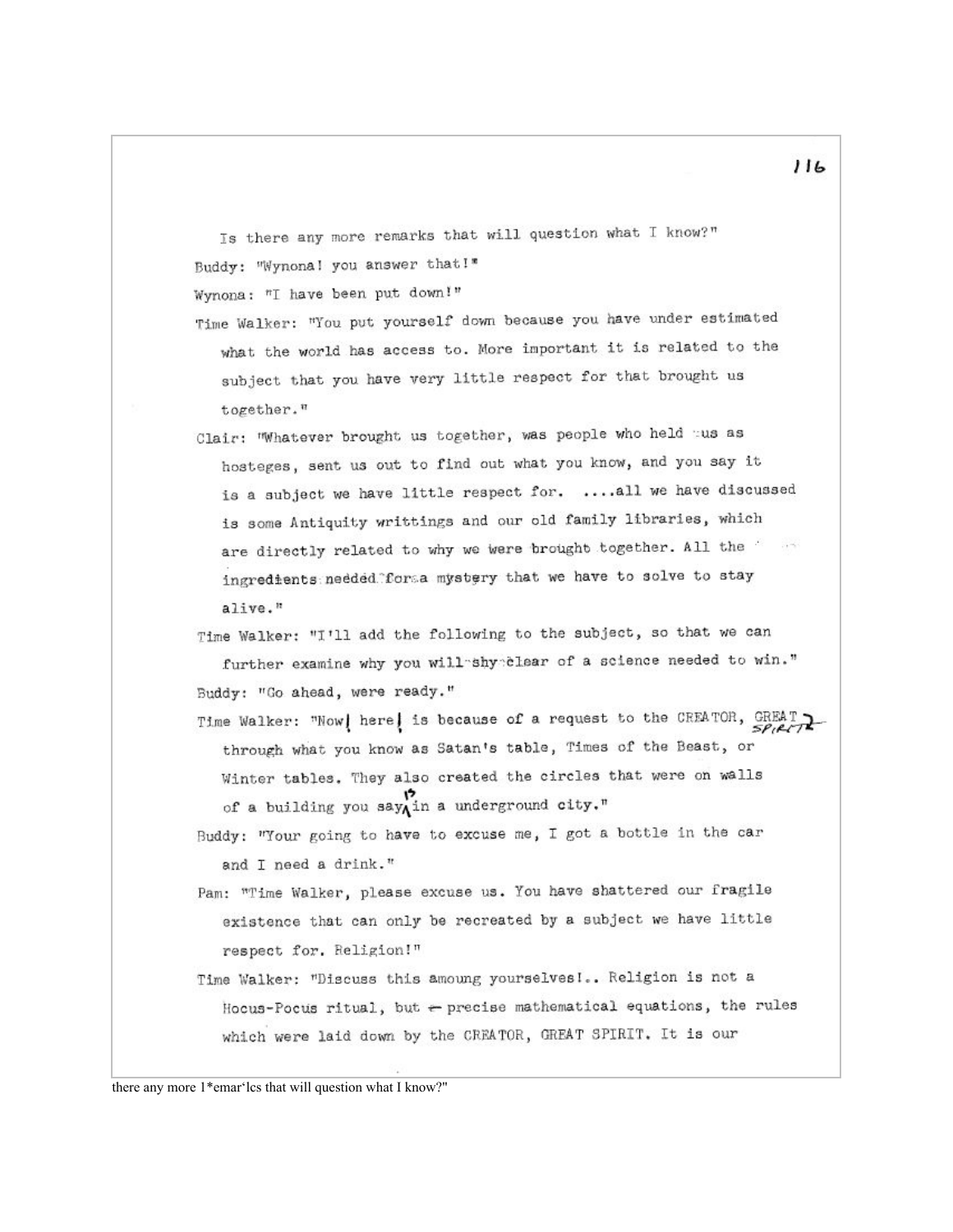Is there any more remarks that will question what I know?"

Buddy: "Wynona! you answer that!"

Wynona: "I have been put down!"

Time Walker: "You put yourself down because you have under estimated what the world has access to. More important it is related to the subject that you have very little respect for that brought us together."

Clair: "Whatever brought us together, was people who held us as hosteges, sent us out to find out what you know, and you say it is a subject we have little respect for. ....all we have discussed is some Antiquity writtings and our old family libraries, which are directly related to why we were brought together. All the ingredients needed for a mystery that we have to solve to stay alive."

Time Walker: "I'll add the following to the subject, so that we can further examine why you will shy clear of a science needed to win."

Buddy: "Go ahead, were ready."

Time Walker: "Now here is because of a request to the CREATOR, GREAT SPIRIT through what you know as Satan's table, Times of the Beast, or Winter tables. They also created the circles that were on walls of a building you say is in a underground city."

Buddy: "Your going to have to excuse me, I got a bottle in the car and I need a drink."

Pam: "Time Walker, please excuse us. You have shattered our fragile existence that can only be recreated by a subject we have little respect for. Religion!"

Time Walker: "Discuss this amoung yourselves!.. Religion is not a Hocus-Pocus ritual, but precise mathematical equations, the rules which were laid down by the CREATOR, GREAT SPIRIT. It is our

there any more 1*emar'lcs that will question what I know?"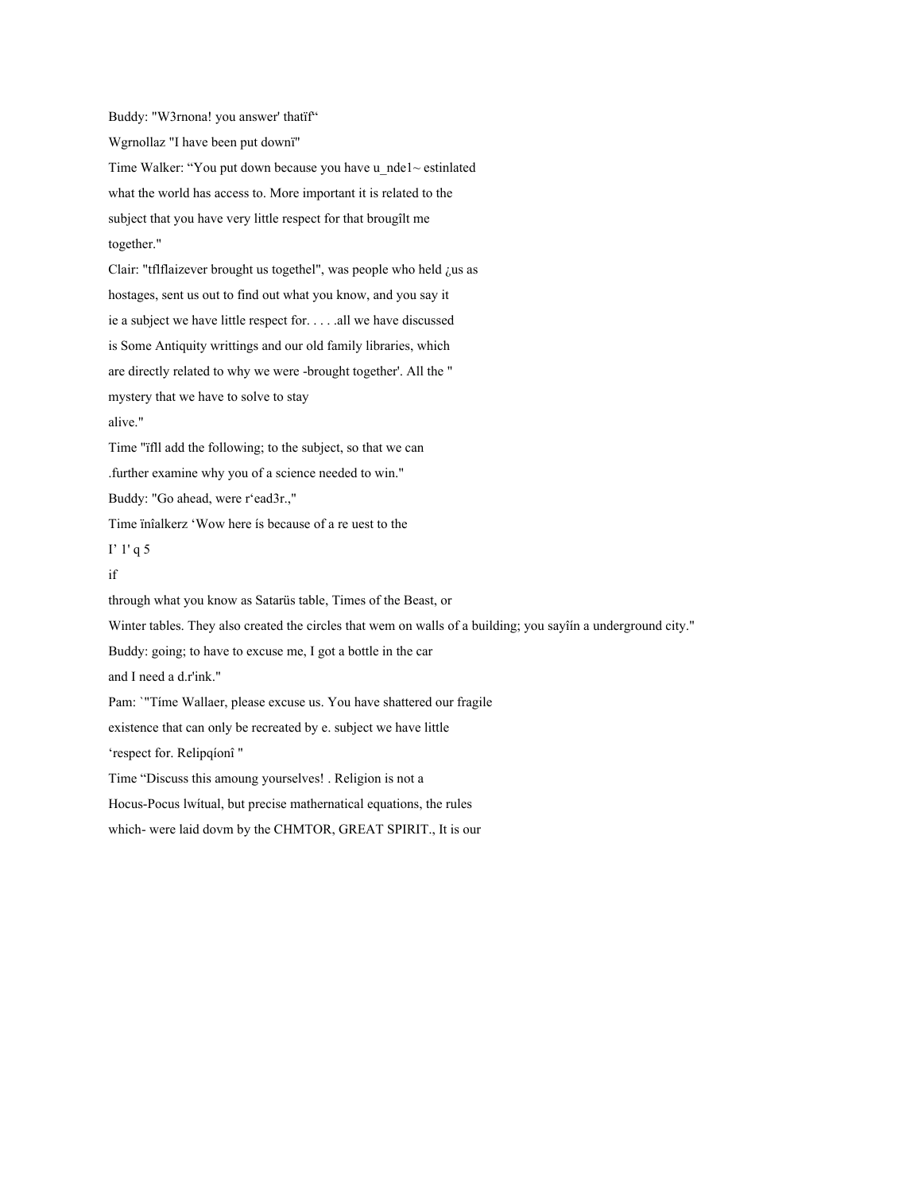Buddy: "W3rnona! you answer' thatïf"

Wgrnollaz "I have been put downï"

Time Walker: "You put down because you have u_nde1~ estinlated

what the world has access to. More important it is related to the

subject that you have very little respect for that brougîlt me

together."

Clair: "tflflaizever brought us togethel", was people who held ¿us as

hostages, sent us out to find out what you know, and you say it

ie a subject we have little respect for. . . . .all we have discussed

is Some Antiquity writtings and our old family libraries, which

are directly related to why we were -brought together'. All the "

mystery that we have to solve to stay

alive."

Time "ïfll add the following; to the subject, so that we can

.further examine why you of a science needed to win."

Buddy: "Go ahead, were r'ead3r.,"

Time ïnîalkerz 'Wow here ís because of a re uest to the

I' 1' q 5

if

through what you know as Satarüs table, Times of the Beast, or

Winter tables. They also created the circles that wem on walls of a building; you sayîín a underground city."

Buddy: going; to have to excuse me, I got a bottle in the car

and I need a d.r'ink."

Pam: `"Tíme Wallaer, please excuse us. You have shattered our fragile

existence that can only be recreated by e. subject we have little

'respect for. Relipqíonî "

Time "Discuss this amoung yourselves! . Religion is not a

Hocus-Pocus lwítual, but precise mathernatical equations, the rules

which- were laid dovm by the CHMTOR, GREAT SPIRIT., It is our